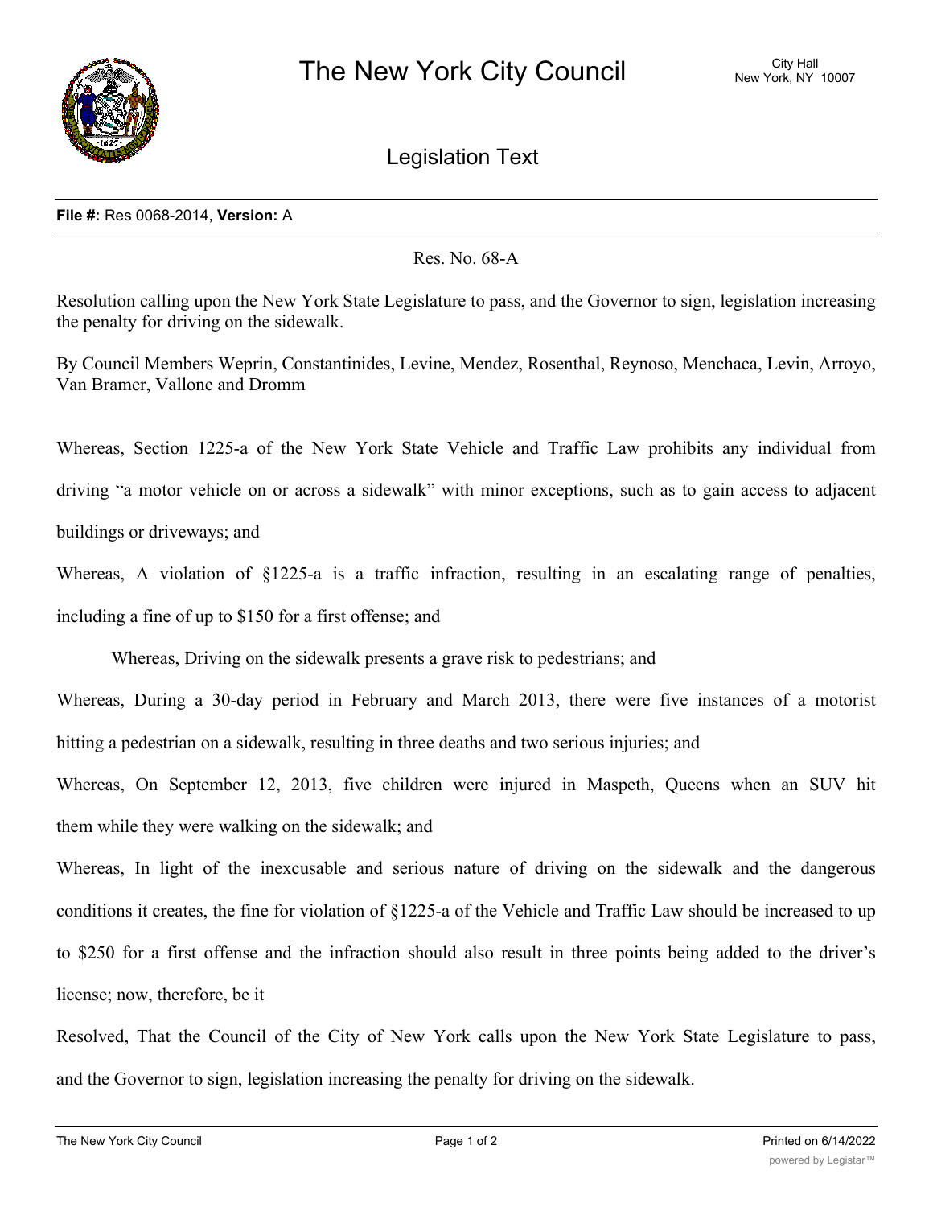# The New York City Council

City Hall
New York, NY 10007

## Legislation Text

**File #:** Res 0068-2014, **Version:** A

Res. No. 68-A

Resolution calling upon the New York State Legislature to pass, and the Governor to sign, legislation increasing the penalty for driving on the sidewalk.

By Council Members Weprin, Constantinides, Levine, Mendez, Rosenthal, Reynoso, Menchaca, Levin, Arroyo, Van Bramer, Vallone and Dromm

Whereas, Section 1225-a of the New York State Vehicle and Traffic Law prohibits any individual from driving "a motor vehicle on or across a sidewalk" with minor exceptions, such as to gain access to adjacent buildings or driveways; and

Whereas, A violation of §1225-a is a traffic infraction, resulting in an escalating range of penalties, including a fine of up to $150 for a first offense; and

Whereas, Driving on the sidewalk presents a grave risk to pedestrians; and

Whereas, During a 30-day period in February and March 2013, there were five instances of a motorist hitting a pedestrian on a sidewalk, resulting in three deaths and two serious injuries; and

Whereas, On September 12, 2013, five children were injured in Maspeth, Queens when an SUV hit them while they were walking on the sidewalk; and

Whereas, In light of the inexcusable and serious nature of driving on the sidewalk and the dangerous conditions it creates, the fine for violation of §1225-a of the Vehicle and Traffic Law should be increased to up to $250 for a first offense and the infraction should also result in three points being added to the driver's license; now, therefore, be it

Resolved, That the Council of the City of New York calls upon the New York State Legislature to pass, and the Governor to sign, legislation increasing the penalty for driving on the sidewalk.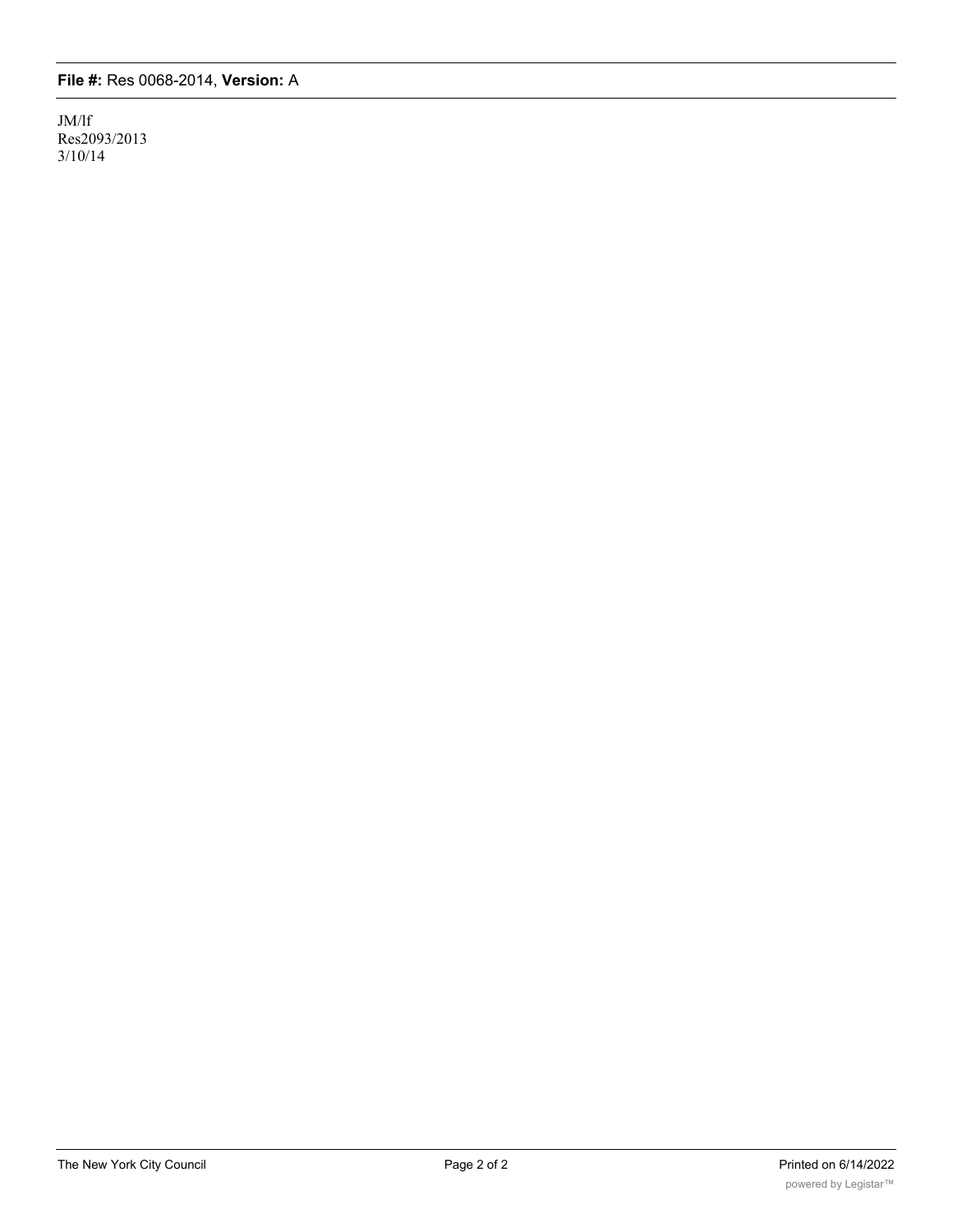JM/lf
Res2093/2013
3/10/14